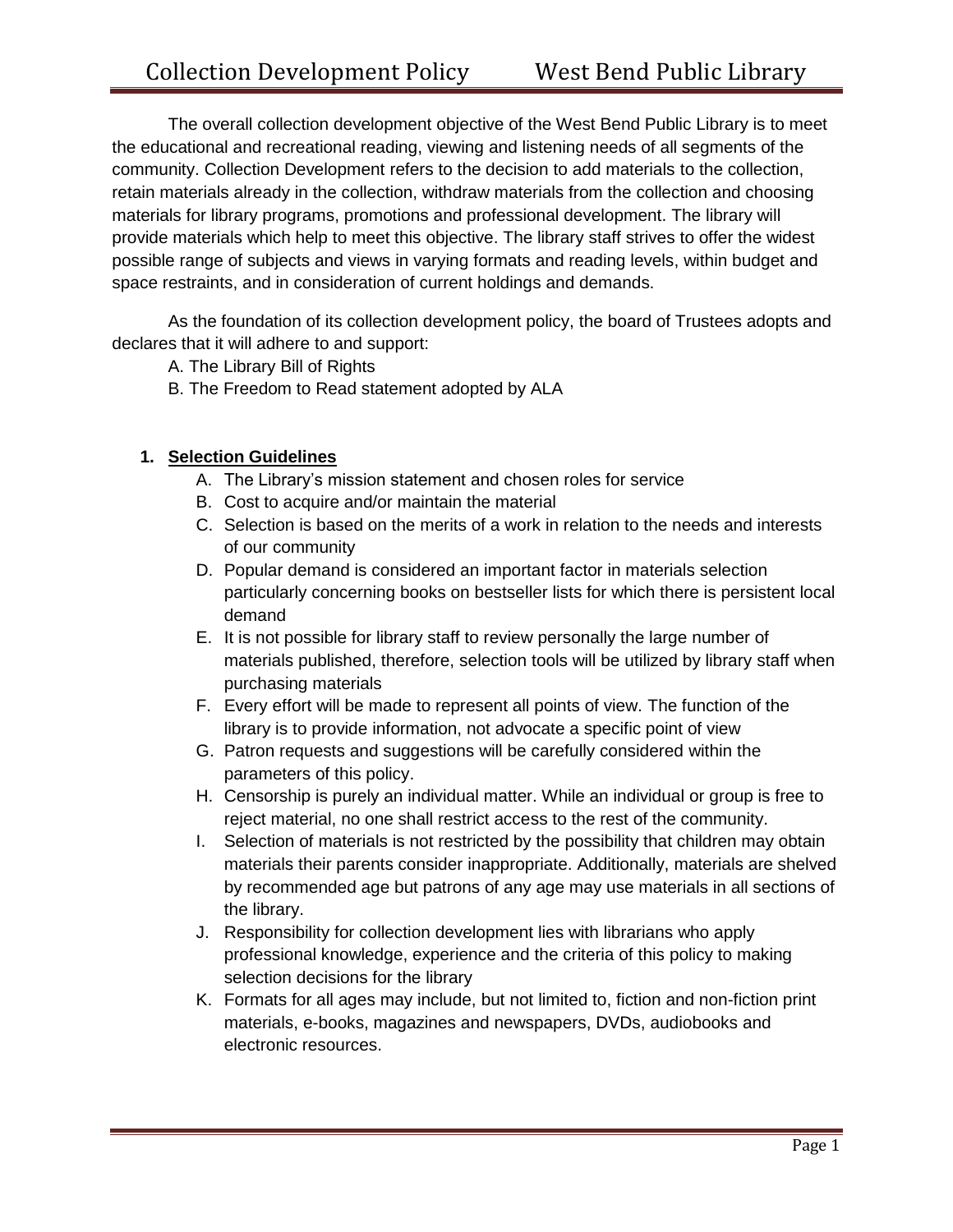The overall collection development objective of the West Bend Public Library is to meet the educational and recreational reading, viewing and listening needs of all segments of the community. Collection Development refers to the decision to add materials to the collection, retain materials already in the collection, withdraw materials from the collection and choosing materials for library programs, promotions and professional development. The library will provide materials which help to meet this objective. The library staff strives to offer the widest possible range of subjects and views in varying formats and reading levels, within budget and space restraints, and in consideration of current holdings and demands.

As the foundation of its collection development policy, the board of Trustees adopts and declares that it will adhere to and support:

A. The Library Bill of Rights
B. The Freedom to Read statement adopted by ALA

## 1. Selection Guidelines

A. The Library's mission statement and chosen roles for service
B. Cost to acquire and/or maintain the material
C. Selection is based on the merits of a work in relation to the needs and interests of our community
D. Popular demand is considered an important factor in materials selection particularly concerning books on bestseller lists for which there is persistent local demand
E. It is not possible for library staff to review personally the large number of materials published, therefore, selection tools will be utilized by library staff when purchasing materials
F. Every effort will be made to represent all points of view. The function of the library is to provide information, not advocate a specific point of view
G. Patron requests and suggestions will be carefully considered within the parameters of this policy.
H. Censorship is purely an individual matter. While an individual or group is free to reject material, no one shall restrict access to the rest of the community.
I. Selection of materials is not restricted by the possibility that children may obtain materials their parents consider inappropriate. Additionally, materials are shelved by recommended age but patrons of any age may use materials in all sections of the library.
J. Responsibility for collection development lies with librarians who apply professional knowledge, experience and the criteria of this policy to making selection decisions for the library
K. Formats for all ages may include, but not limited to, fiction and non-fiction print materials, e-books, magazines and newspapers, DVDs, audiobooks and electronic resources.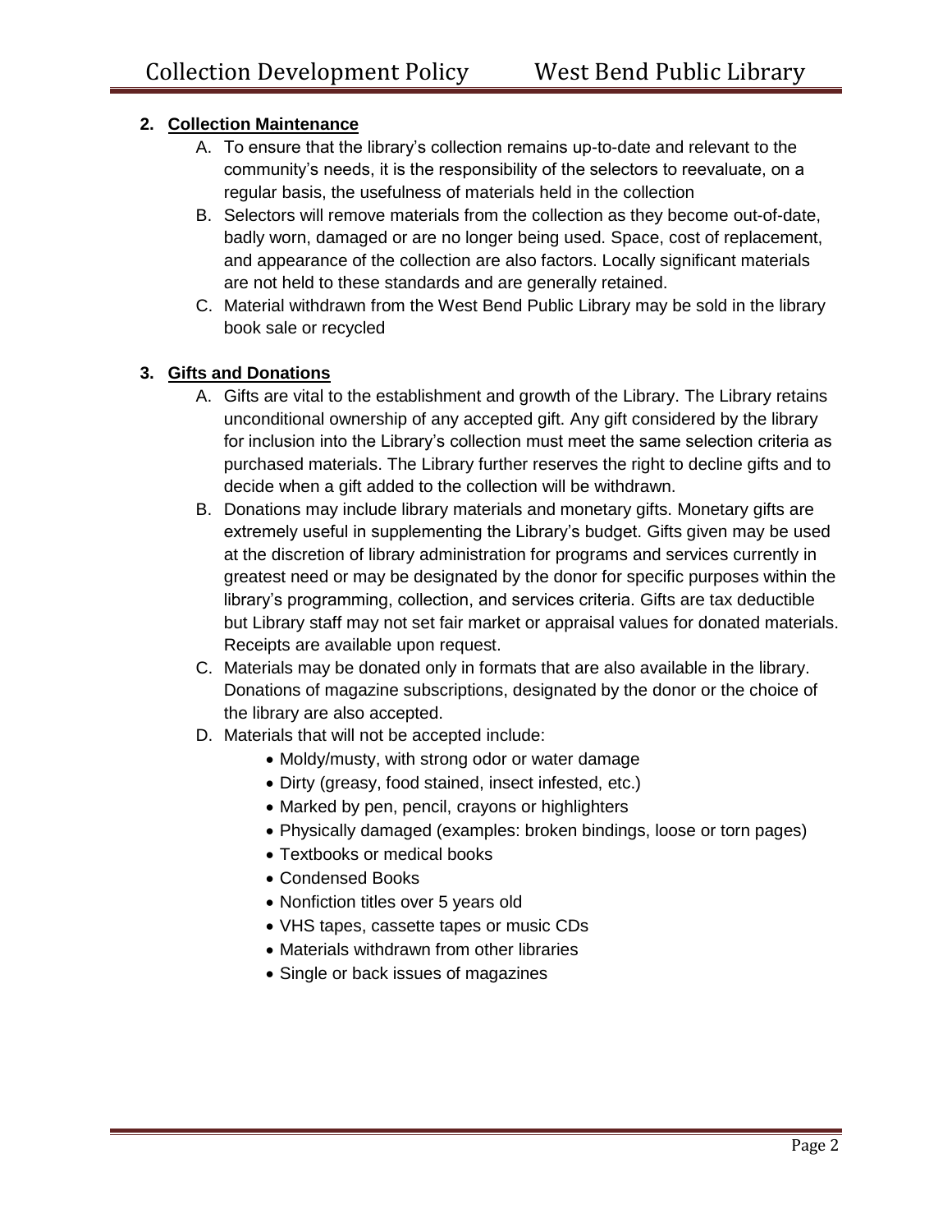## 2. Collection Maintenance

A. To ensure that the library's collection remains up-to-date and relevant to the community's needs, it is the responsibility of the selectors to reevaluate, on a regular basis, the usefulness of materials held in the collection

B. Selectors will remove materials from the collection as they become out-of-date, badly worn, damaged or are no longer being used. Space, cost of replacement, and appearance of the collection are also factors. Locally significant materials are not held to these standards and are generally retained.

C. Material withdrawn from the West Bend Public Library may be sold in the library book sale or recycled

## 3. Gifts and Donations

A. Gifts are vital to the establishment and growth of the Library. The Library retains unconditional ownership of any accepted gift. Any gift considered by the library for inclusion into the Library's collection must meet the same selection criteria as purchased materials. The Library further reserves the right to decline gifts and to decide when a gift added to the collection will be withdrawn.

B. Donations may include library materials and monetary gifts. Monetary gifts are extremely useful in supplementing the Library's budget. Gifts given may be used at the discretion of library administration for programs and services currently in greatest need or may be designated by the donor for specific purposes within the library's programming, collection, and services criteria. Gifts are tax deductible but Library staff may not set fair market or appraisal values for donated materials. Receipts are available upon request.

C. Materials may be donated only in formats that are also available in the library. Donations of magazine subscriptions, designated by the donor or the choice of the library are also accepted.

D. Materials that will not be accepted include:

- Moldy/musty, with strong odor or water damage
- Dirty (greasy, food stained, insect infested, etc.)
- Marked by pen, pencil, crayons or highlighters
- Physically damaged (examples: broken bindings, loose or torn pages)
- Textbooks or medical books
- Condensed Books
- Nonfiction titles over 5 years old
- VHS tapes, cassette tapes or music CDs
- Materials withdrawn from other libraries
- Single or back issues of magazines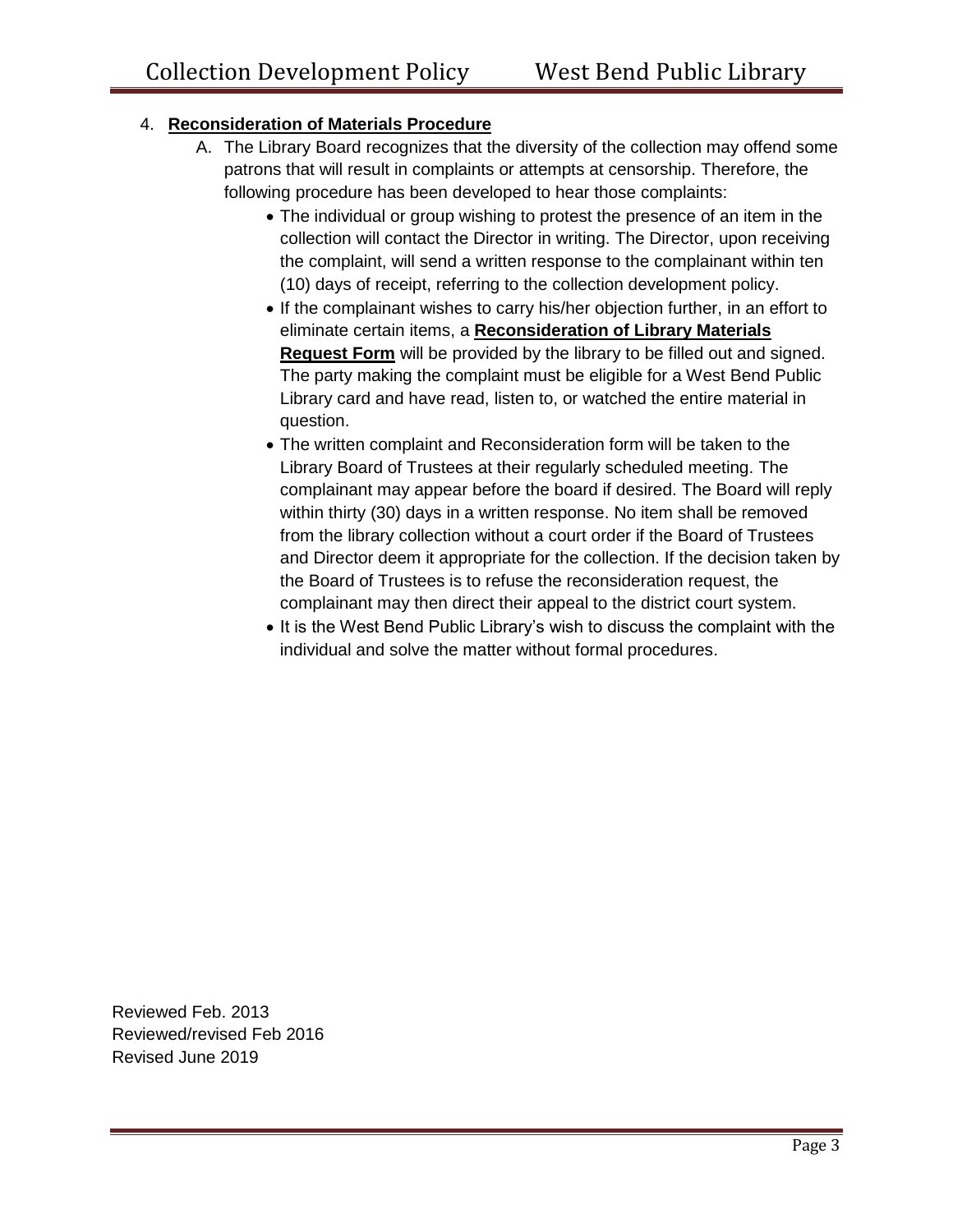4. **Reconsideration of Materials Procedure**

   A. The Library Board recognizes that the diversity of the collection may offend some patrons that will result in complaints or attempts at censorship. Therefore, the following procedure has been developed to hear those complaints:

      - The individual or group wishing to protest the presence of an item in the collection will contact the Director in writing. The Director, upon receiving the complaint, will send a written response to the complainant within ten (10) days of receipt, referring to the collection development policy.
      - If the complainant wishes to carry his/her objection further, in an effort to eliminate certain items, a **Reconsideration of Library Materials Request Form** will be provided by the library to be filled out and signed. The party making the complaint must be eligible for a West Bend Public Library card and have read, listen to, or watched the entire material in question.
      - The written complaint and Reconsideration form will be taken to the Library Board of Trustees at their regularly scheduled meeting. The complainant may appear before the board if desired. The Board will reply within thirty (30) days in a written response. No item shall be removed from the library collection without a court order if the Board of Trustees and Director deem it appropriate for the collection. If the decision taken by the Board of Trustees is to refuse the reconsideration request, the complainant may then direct their appeal to the district court system.
      - It is the West Bend Public Library's wish to discuss the complaint with the individual and solve the matter without formal procedures.

Reviewed Feb. 2013
Reviewed/revised Feb 2016
Revised June 2019